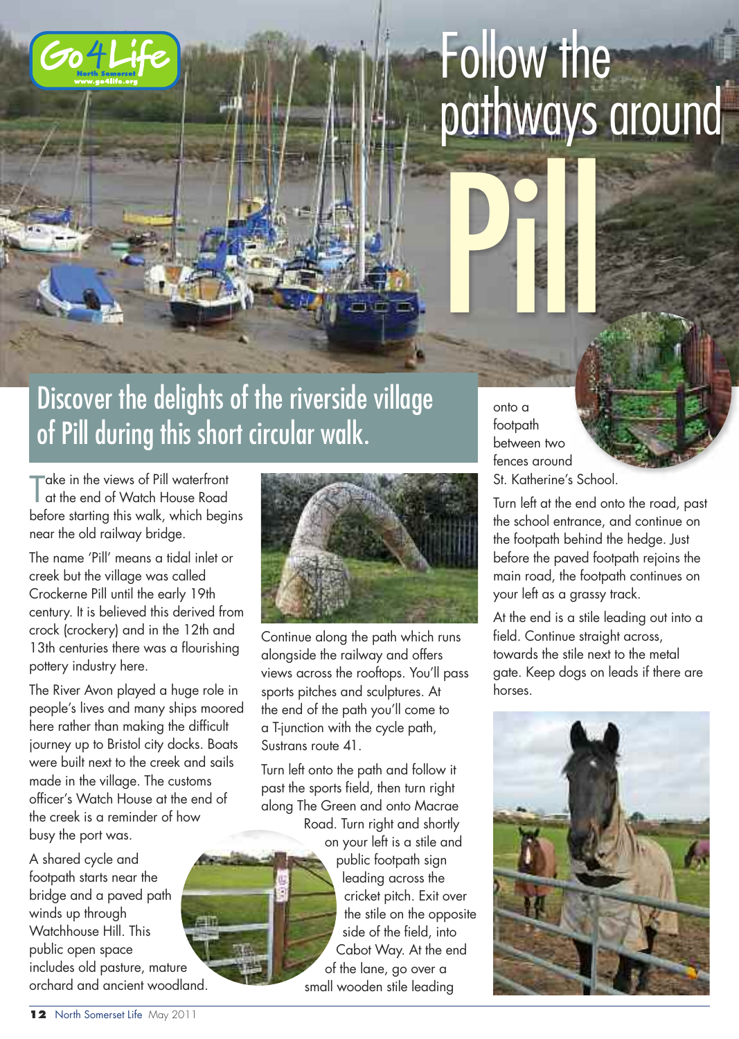# Follow the pathways around Pill

## Discover the delights of the riverside village of Pill during this short circular walk.

Take in the views of Pill waterfront at the end of Watch House Road before starting this walk, which begins near the old railway bridge.

The name 'Pill' means a tidal inlet or creek but the village was called Crockerne Pill until the early 19th century. It is believed this derived from crock (crockery) and in the 12th and 13th centuries there was a flourishing pottery industry here.

The River Avon played a huge role in people's lives and many ships moored here rather than making the difficult journey up to Bristol city docks. Boats were built next to the creek and sails made in the village. The customs officer's Watch House at the end of the creek is a reminder of how busy the port was.

A shared cycle and footpath starts near the bridge and a paved path winds up through Watchhouse Hill. This public open space includes old pasture, mature orchard and ancient woodland.

Continue along the path which runs alongside the railway and offers views across the rooftops. You'll pass sports pitches and sculptures. At the end of the path you'll come to a T-junction with the cycle path, Sustrans route 41.

Turn left onto the path and follow it past the sports field, then turn right along The Green and onto Macrae Road. Turn right and shortly on your left is a stile and public footpath sign leading across the cricket pitch. Exit over the stile on the opposite side of the field, into Cabot Way. At the end of the lane, go over a small wooden stile leading onto a footpath between two fences around St. Katherine's School.

Turn left at the end onto the road, past the school entrance, and continue on the footpath behind the hedge. Just before the paved footpath rejoins the main road, the footpath continues on your left as a grassy track.

At the end is a stile leading out into a field. Continue straight across, towards the stile next to the metal gate. Keep dogs on leads if there are horses.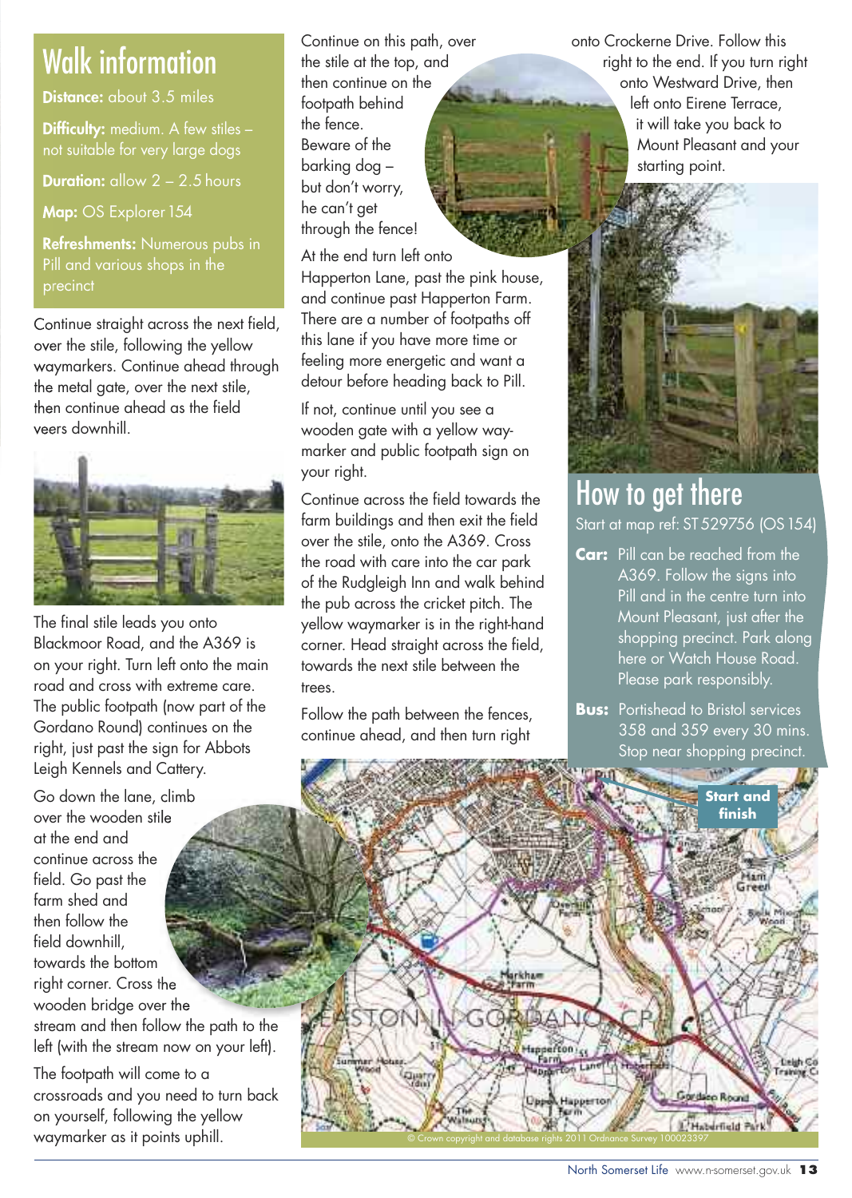## Walk information

**Distance:** about 3.5 miles

**Difficulty:** medium. A few stiles – not suitable for very large dogs

**Duration:** allow 2 – 2.5 hours

**Map:** OS Explorer 154

**Refreshments:** Numerous pubs in Pill and various shops in the precinct

Continue straight across the next field, over the stile, following the yellow waymarkers. Continue ahead through the metal gate, over the next stile, then continue ahead as the field veers downhill.

The final stile leads you onto Blackmoor Road, and the A369 is on your right. Turn left onto the main road and cross with extreme care. The public footpath (now part of the Gordano Round) continues on the right, just past the sign for Abbots Leigh Kennels and Cattery.

Go down the lane, climb over the wooden stile at the end and continue across the field. Go past the farm shed and then follow the field downhill, towards the bottom right corner. Cross the wooden bridge over the stream and then follow the path to the left (with the stream now on your left).

The footpath will come to a crossroads and you need to turn back on yourself, following the yellow waymarker as it points uphill.

Continue on this path, over the stile at the top, and then continue on the footpath behind the fence. Beware of the barking dog – but don't worry, he can't get through the fence!

At the end turn left onto Happerton Lane, past the pink house, and continue past Happerton Farm. There are a number of footpaths off this lane if you have more time or feeling more energetic and want a detour before heading back to Pill.

If not, continue until you see a wooden gate with a yellow way-marker and public footpath sign on your right.

Continue across the field towards the farm buildings and then exit the field over the stile, onto the A369. Cross the road with care into the car park of the Rudgleigh Inn and walk behind the pub across the cricket pitch. The yellow waymarker is in the right-hand corner. Head straight across the field, towards the next stile between the trees.

Follow the path between the fences, continue ahead, and then turn right onto Crockerne Drive. Follow this right to the end. If you turn right onto Westward Drive, then left onto Eirene Terrace, it will take you back to Mount Pleasant and your starting point.

## How to get there

Start at map ref: ST 529756 (OS 154)

**Car:** Pill can be reached from the A369. Follow the signs into Pill and in the centre turn into Mount Pleasant, just after the shopping precinct. Park along here or Watch House Road. Please park responsibly.

**Bus:** Portishead to Bristol services 358 and 359 every 30 mins. Stop near shopping precinct.

Start and finish

© Crown copyright and database rights 2011 Ordnance Survey 100023397